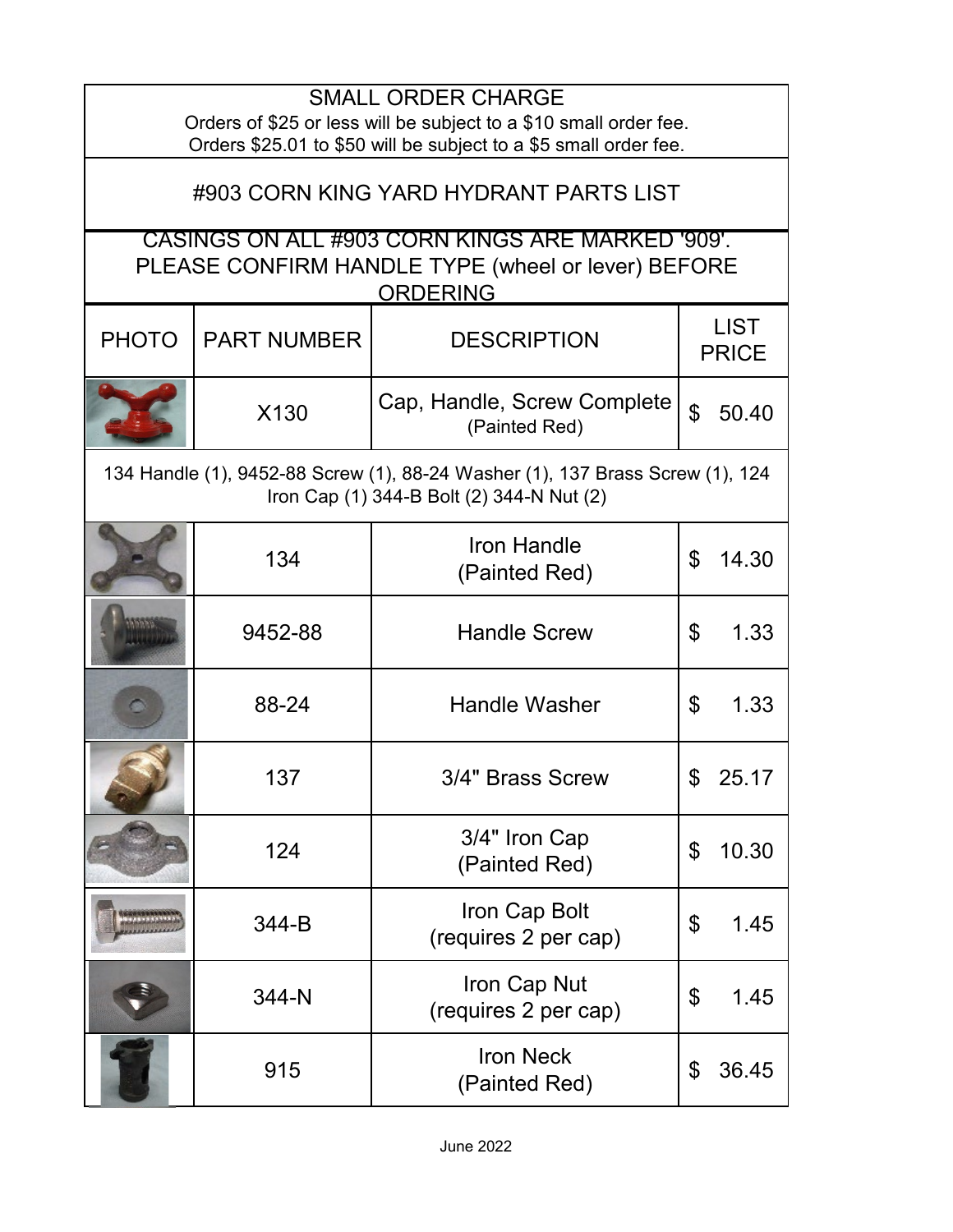## SMALL ORDER CHARGE

Orders of $25 or less will be subject to a $10 small order fee.
Orders $25.01 to $50 will be subject to a $5 small order fee.

# #903 CORN KING YARD HYDRANT PARTS LIST

CASINGS ON ALL #903 CORN KINGS ARE MARKED '909'.
PLEASE CONFIRM HANDLE TYPE (wheel or lever) BEFORE ORDERING

| PHOTO | PART NUMBER | DESCRIPTION | LIST PRICE |
|---|---|---|---|
| | X130 | Cap, Handle, Screw Complete (Painted Red) | $ 50.40 |
| 134 Handle (1), 9452-88 Screw (1), 88-24 Washer (1), 137 Brass Screw (1), 124 Iron Cap (1) 344-B Bolt (2) 344-N Nut (2) | | | |
| | 134 | Iron Handle (Painted Red) | $ 14.30 |
| | 9452-88 | Handle Screw | $ 1.33 |
| | 88-24 | Handle Washer | $ 1.33 |
| | 137 | 3/4" Brass Screw | $ 25.17 |
| | 124 | 3/4" Iron Cap (Painted Red) | $ 10.30 |
| | 344-B | Iron Cap Bolt (requires 2 per cap) | $ 1.45 |
| | 344-N | Iron Cap Nut (requires 2 per cap) | $ 1.45 |
| | 915 | Iron Neck (Painted Red) | $ 36.45 |

June 2022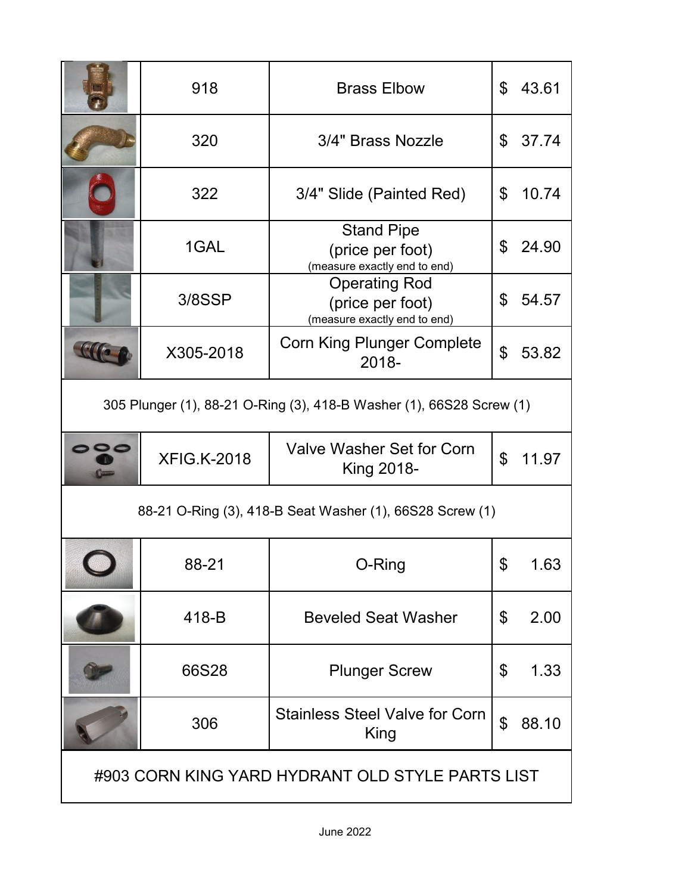| | Part No. | Description | Price |
|---|---|---|---|
| | 918 | Brass Elbow | $ 43.61 |
| | 320 | 3/4" Brass Nozzle | $ 37.74 |
| | 322 | 3/4" Slide (Painted Red) | $ 10.74 |
| | 1GAL | Stand Pipe (price per foot) (measure exactly end to end) | $ 24.90 |
| | 3/8SSP | Operating Rod (price per foot) (measure exactly end to end) | $ 54.57 |
| | X305-2018 | Corn King Plunger Complete 2018- | $ 53.82 |
| 305 Plunger (1), 88-21 O-Ring (3), 418-B Washer (1), 66S28 Screw (1) | | | |
| | XFIG.K-2018 | Valve Washer Set for Corn King 2018- | $ 11.97 |
| 88-21 O-Ring (3), 418-B Seat Washer (1), 66S28 Screw (1) | | | |
| | 88-21 | O-Ring | $ 1.63 |
| | 418-B | Beveled Seat Washer | $ 2.00 |
| | 66S28 | Plunger Screw | $ 1.33 |
| | 306 | Stainless Steel Valve for Corn King | $ 88.10 |

#903 CORN KING YARD HYDRANT OLD STYLE PARTS LIST

June 2022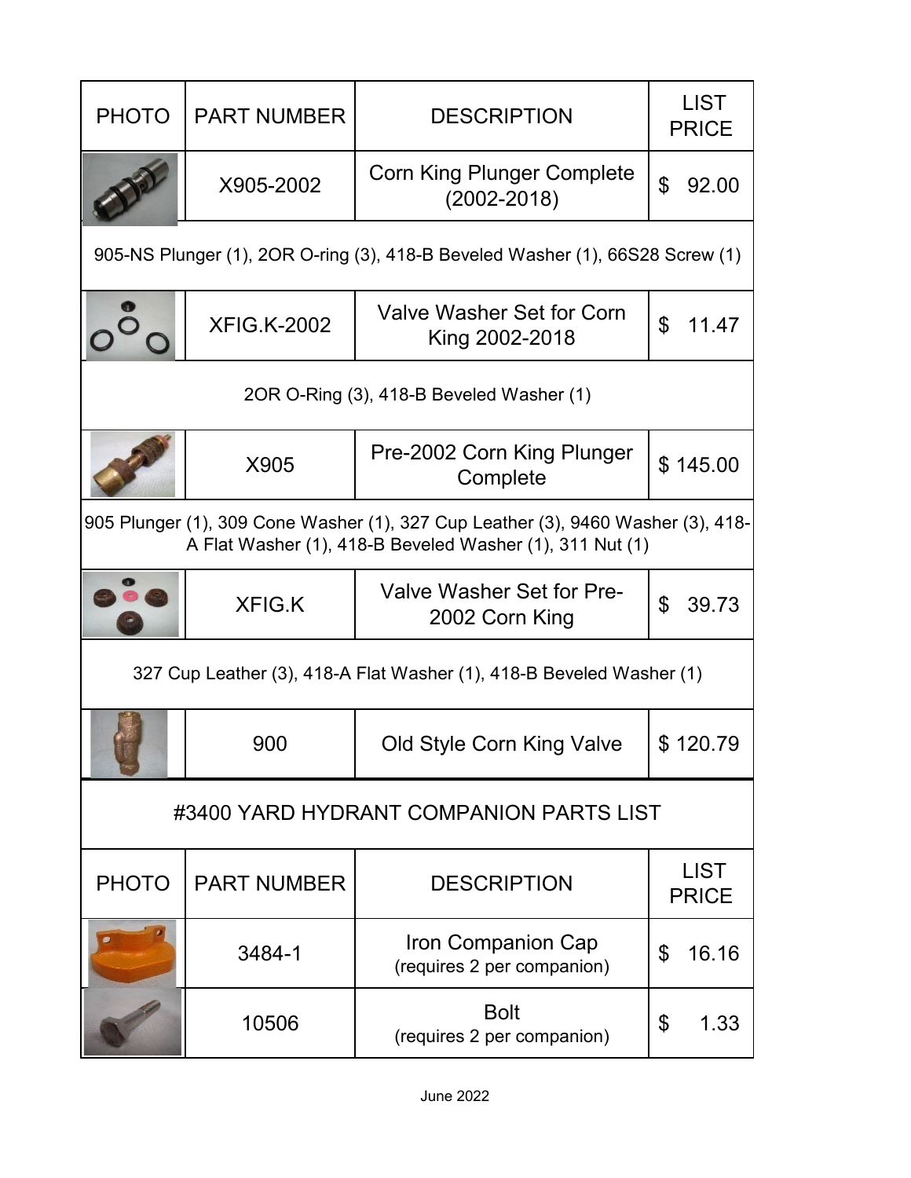| PHOTO | PART NUMBER | DESCRIPTION | LIST PRICE |
|---|---|---|---|
| | X905-2002 | Corn King Plunger Complete (2002-2018) | $ 92.00 |
| 905-NS Plunger (1), 2OR O-ring (3), 418-B Beveled Washer (1), 66S28 Screw (1) | | | |
| | XFIG.K-2002 | Valve Washer Set for Corn King 2002-2018 | $ 11.47 |
| 2OR O-Ring (3), 418-B Beveled Washer (1) | | | |
| | X905 | Pre-2002 Corn King Plunger Complete | $ 145.00 |
| 905 Plunger (1), 309 Cone Washer (1), 327 Cup Leather (3), 9460 Washer (3), 418-A Flat Washer (1), 418-B Beveled Washer (1), 311 Nut (1) | | | |
| | XFIG.K | Valve Washer Set for Pre-2002 Corn King | $ 39.73 |
| 327 Cup Leather (3), 418-A Flat Washer (1), 418-B Beveled Washer (1) | | | |
| | 900 | Old Style Corn King Valve | $ 120.79 |

## #3400 YARD HYDRANT COMPANION PARTS LIST

| PHOTO | PART NUMBER | DESCRIPTION | LIST PRICE |
|---|---|---|---|
| | 3484-1 | Iron Companion Cap (requires 2 per companion) | $ 16.16 |
| | 10506 | Bolt (requires 2 per companion) | $ 1.33 |

June 2022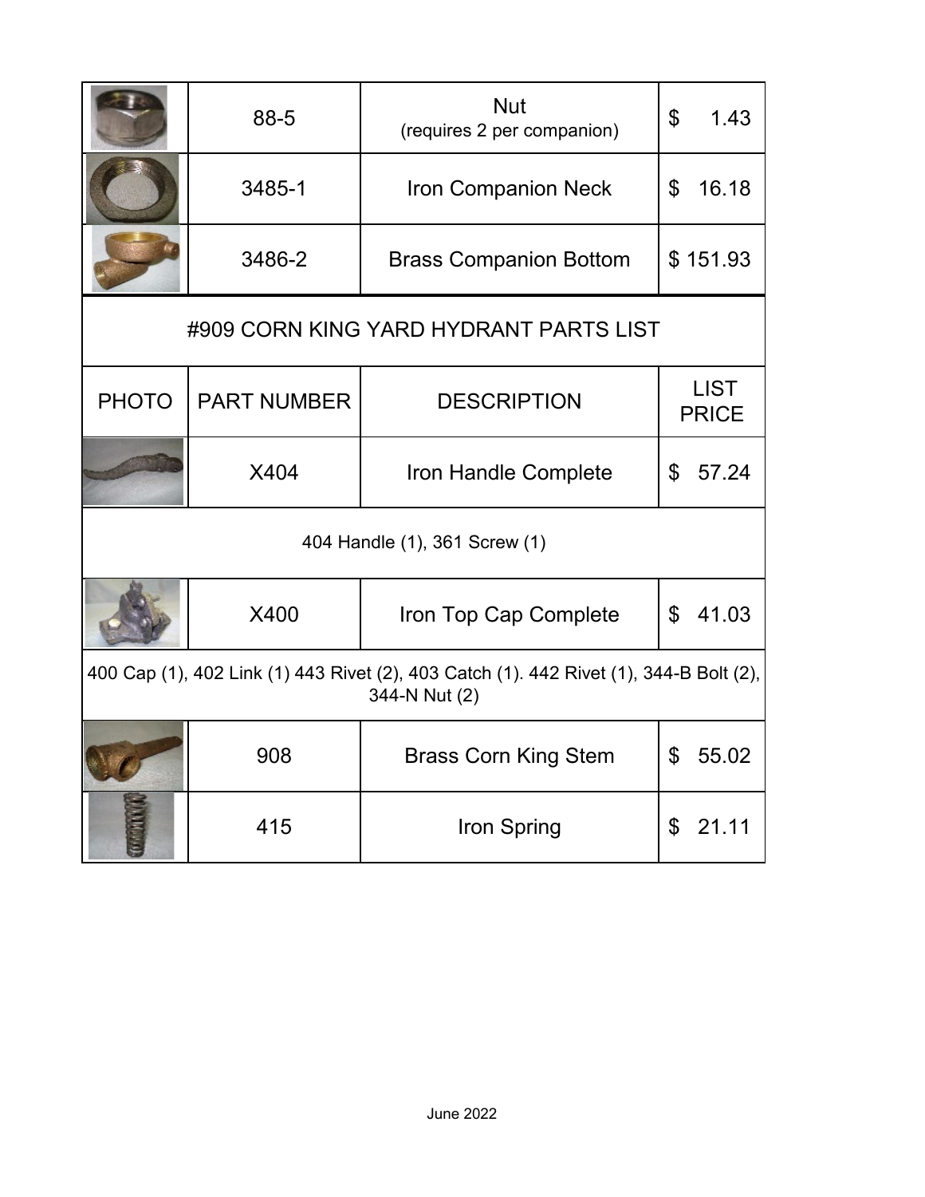| | | | |
|---|---|---|---|
| | 88-5 | Nut (requires 2 per companion) | $ 1.43 |
| | 3485-1 | Iron Companion Neck | $ 16.18 |
| | 3486-2 | Brass Companion Bottom | $ 151.93 |

## #909 CORN KING YARD HYDRANT PARTS LIST

| PHOTO | PART NUMBER | DESCRIPTION | LIST PRICE |
|---|---|---|---|
| | X404 | Iron Handle Complete | $ 57.24 |
| 404 Handle (1), 361 Screw (1) | | | |
| | X400 | Iron Top Cap Complete | $ 41.03 |
| 400 Cap (1), 402 Link (1) 443 Rivet (2), 403 Catch (1). 442 Rivet (1), 344-B Bolt (2), 344-N Nut (2) | | | |
| | 908 | Brass Corn King Stem | $ 55.02 |
| | 415 | Iron Spring | $ 21.11 |

June 2022